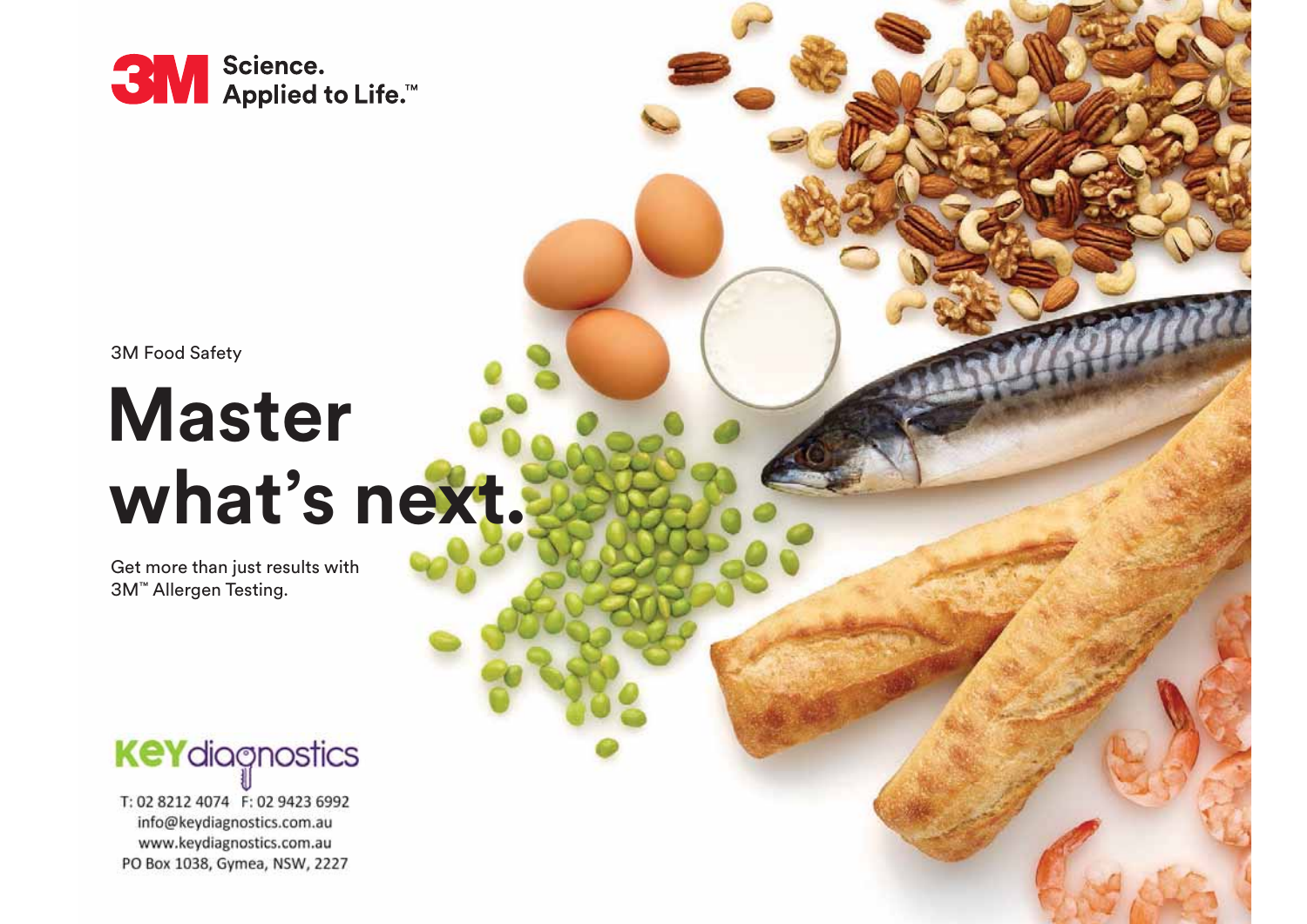3M Science. Applied to Life.™

3M Food Safety

# Master what's next.

Get more than just results with 3M™ Allergen Testing.

KEYdiagnostics

T: 02 8212 4074 F: 02 9423 6992
info@keydiagnostics.com.au
www.keydiagnostics.com.au
PO Box 1038, Gymea, NSW, 2227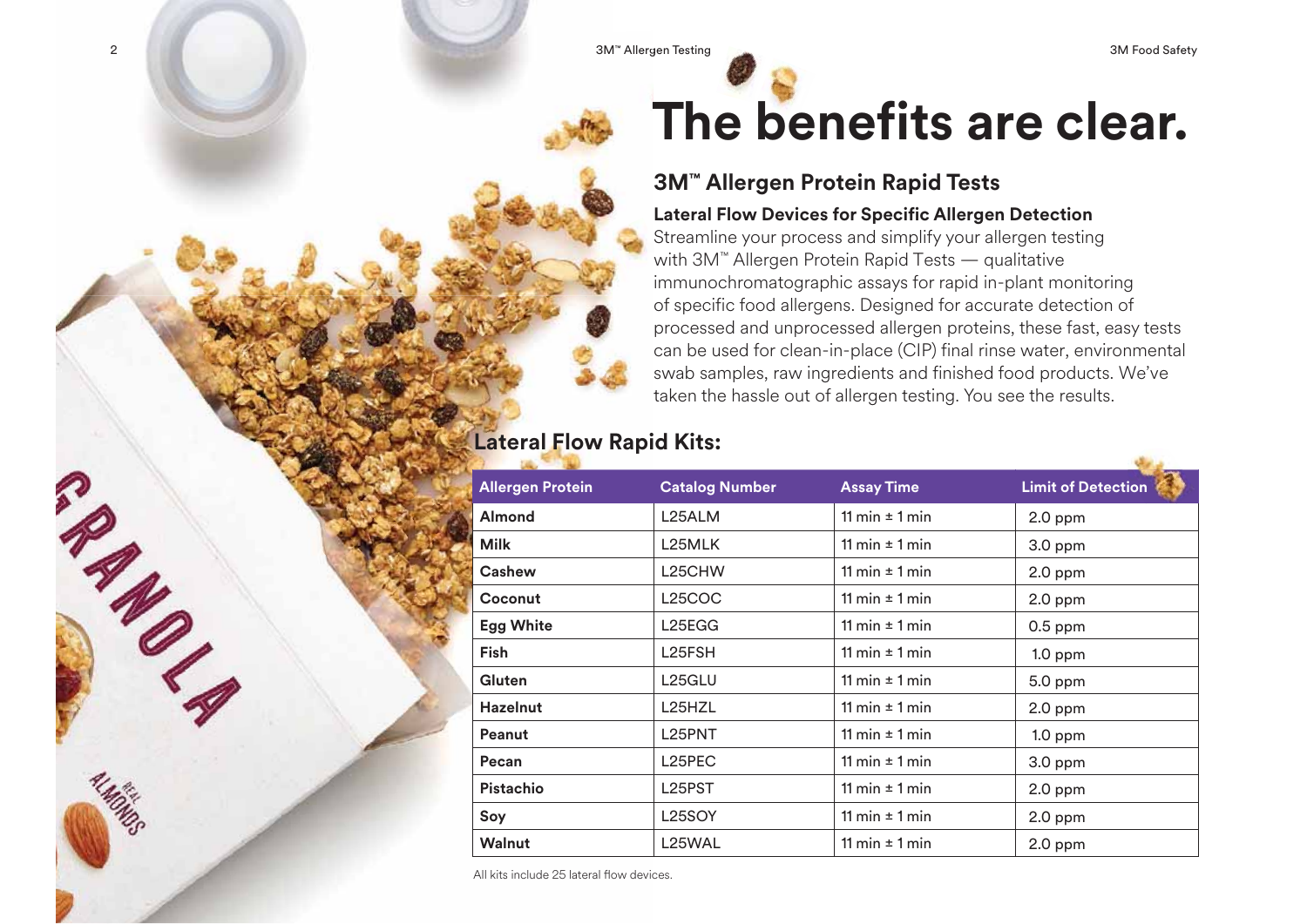# The benefits are clear.

## 3M™ Allergen Protein Rapid Tests

### Lateral Flow Devices for Specific Allergen Detection

Streamline your process and simplify your allergen testing with 3M™ Allergen Protein Rapid Tests — qualitative immunochromatographic assays for rapid in-plant monitoring of specific food allergens. Designed for accurate detection of processed and unprocessed allergen proteins, these fast, easy tests can be used for clean-in-place (CIP) final rinse water, environmental swab samples, raw ingredients and finished food products. We've taken the hassle out of allergen testing. You see the results.

## Lateral Flow Rapid Kits:

| Allergen Protein | Catalog Number | Assay Time | Limit of Detection |
| --- | --- | --- | --- |
| **Almond** | L25ALM | 11 min ± 1 min | 2.0 ppm |
| **Milk** | L25MLK | 11 min ± 1 min | 3.0 ppm |
| **Cashew** | L25CHW | 11 min ± 1 min | 2.0 ppm |
| **Coconut** | L25COC | 11 min ± 1 min | 2.0 ppm |
| **Egg White** | L25EGG | 11 min ± 1 min | 0.5 ppm |
| **Fish** | L25FSH | 11 min ± 1 min | 1.0 ppm |
| **Gluten** | L25GLU | 11 min ± 1 min | 5.0 ppm |
| **Hazelnut** | L25HZL | 11 min ± 1 min | 2.0 ppm |
| **Peanut** | L25PNT | 11 min ± 1 min | 1.0 ppm |
| **Pecan** | L25PEC | 11 min ± 1 min | 3.0 ppm |
| **Pistachio** | L25PST | 11 min ± 1 min | 2.0 ppm |
| **Soy** | L25SOY | 11 min ± 1 min | 2.0 ppm |
| **Walnut** | L25WAL | 11 min ± 1 min | 2.0 ppm |

All kits include 25 lateral flow devices.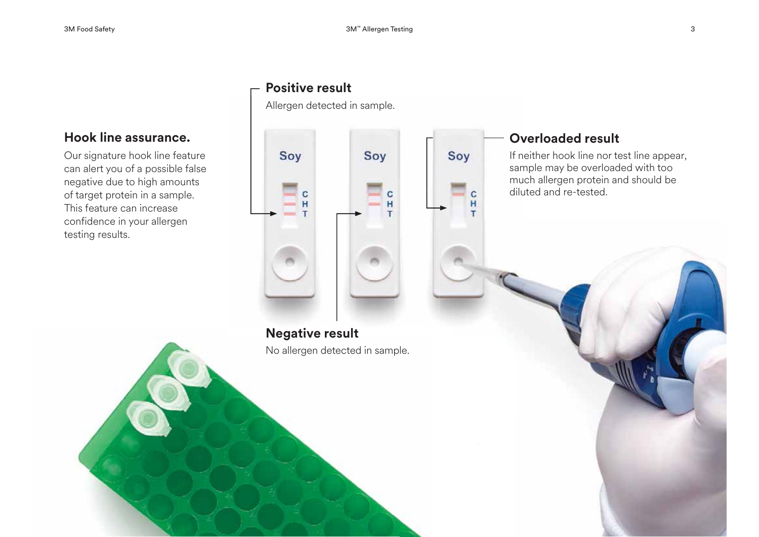## Hook line assurance.

Our signature hook line feature can alert you of a possible false negative due to high amounts of target protein in a sample. This feature can increase confidence in your allergen testing results.

### Positive result

Allergen detected in sample.

### Overloaded result

If neither hook line nor test line appear, sample may be overloaded with too much allergen protein and should be diluted and re-tested.

### Negative result

No allergen detected in sample.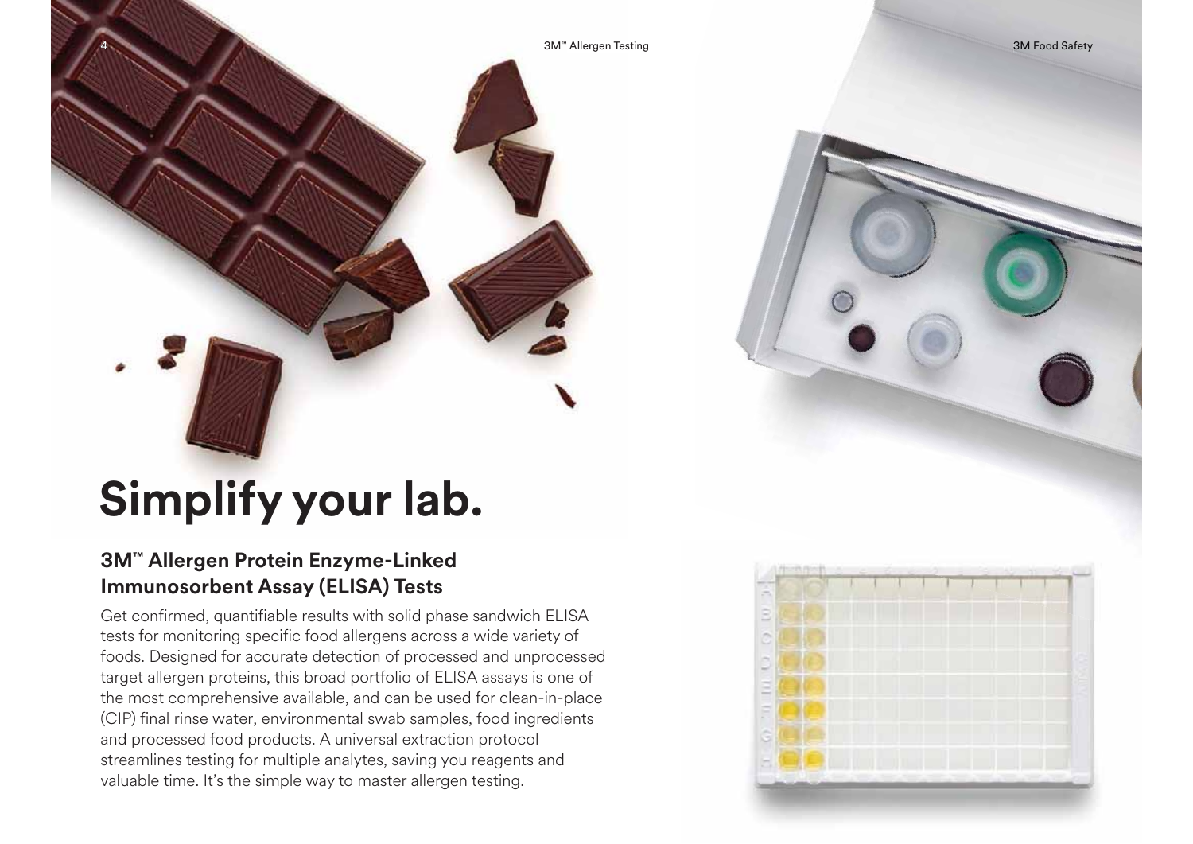# Simplify your lab.

## 3M™ Allergen Protein Enzyme-Linked Immunosorbent Assay (ELISA) Tests

Get confirmed, quantifiable results with solid phase sandwich ELISA tests for monitoring specific food allergens across a wide variety of foods. Designed for accurate detection of processed and unprocessed target allergen proteins, this broad portfolio of ELISA assays is one of the most comprehensive available, and can be used for clean-in-place (CIP) final rinse water, environmental swab samples, food ingredients and processed food products. A universal extraction protocol streamlines testing for multiple analytes, saving you reagents and valuable time. It's the simple way to master allergen testing.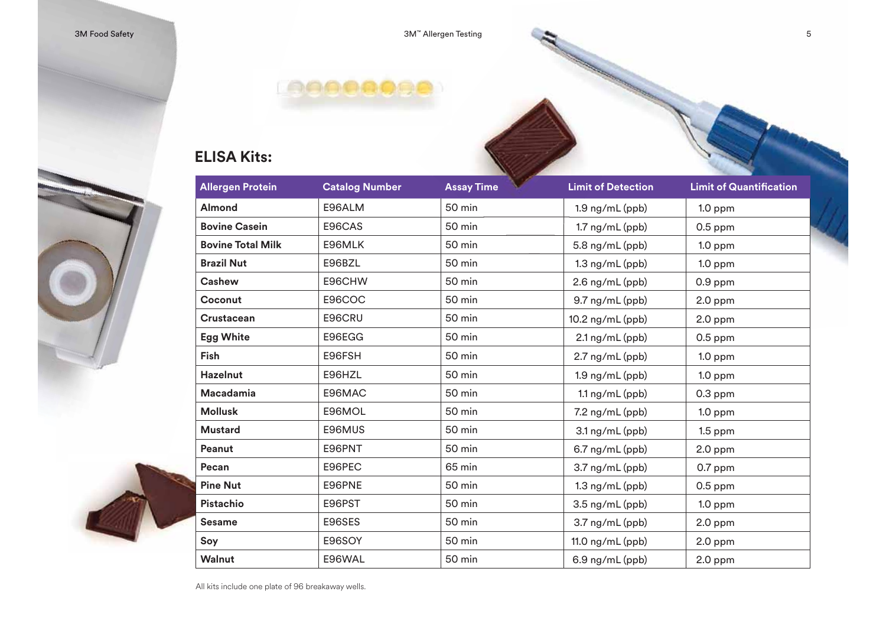## ELISA Kits:

| Allergen Protein | Catalog Number | Assay Time | Limit of Detection | Limit of Quantification |
|---|---|---|---|---|
| **Almond** | E96ALM | 50 min | 1.9 ng/mL (ppb) | 1.0 ppm |
| **Bovine Casein** | E96CAS | 50 min | 1.7 ng/mL (ppb) | 0.5 ppm |
| **Bovine Total Milk** | E96MLK | 50 min | 5.8 ng/mL (ppb) | 1.0 ppm |
| **Brazil Nut** | E96BZL | 50 min | 1.3 ng/mL (ppb) | 1.0 ppm |
| **Cashew** | E96CHW | 50 min | 2.6 ng/mL (ppb) | 0.9 ppm |
| **Coconut** | E96COC | 50 min | 9.7 ng/mL (ppb) | 2.0 ppm |
| **Crustacean** | E96CRU | 50 min | 10.2 ng/mL (ppb) | 2.0 ppm |
| **Egg White** | E96EGG | 50 min | 2.1 ng/mL (ppb) | 0.5 ppm |
| **Fish** | E96FSH | 50 min | 2.7 ng/mL (ppb) | 1.0 ppm |
| **Hazelnut** | E96HZL | 50 min | 1.9 ng/mL (ppb) | 1.0 ppm |
| **Macadamia** | E96MAC | 50 min | 1.1 ng/mL (ppb) | 0.3 ppm |
| **Mollusk** | E96MOL | 50 min | 7.2 ng/mL (ppb) | 1.0 ppm |
| **Mustard** | E96MUS | 50 min | 3.1 ng/mL (ppb) | 1.5 ppm |
| **Peanut** | E96PNT | 50 min | 6.7 ng/mL (ppb) | 2.0 ppm |
| **Pecan** | E96PEC | 65 min | 3.7 ng/mL (ppb) | 0.7 ppm |
| **Pine Nut** | E96PNE | 50 min | 1.3 ng/mL (ppb) | 0.5 ppm |
| **Pistachio** | E96PST | 50 min | 3.5 ng/mL (ppb) | 1.0 ppm |
| **Sesame** | E96SES | 50 min | 3.7 ng/mL (ppb) | 2.0 ppm |
| **Soy** | E96SOY | 50 min | 11.0 ng/mL (ppb) | 2.0 ppm |
| **Walnut** | E96WAL | 50 min | 6.9 ng/mL (ppb) | 2.0 ppm |

All kits include one plate of 96 breakaway wells.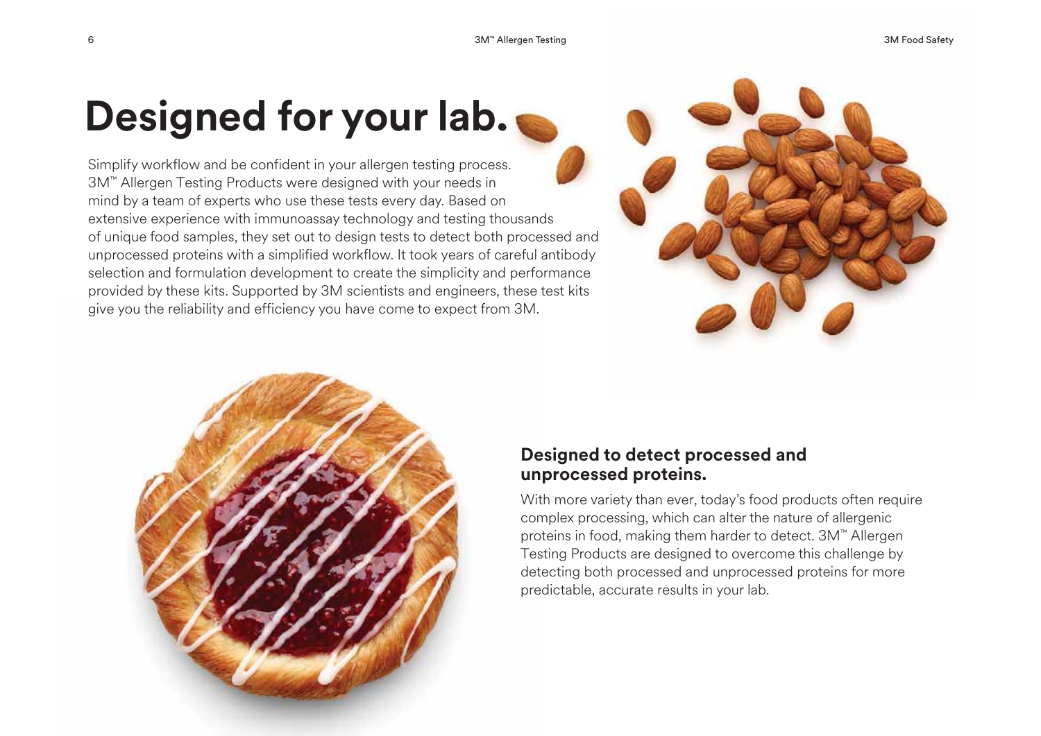# Designed for your lab.

Simplify workflow and be confident in your allergen testing process. 3M™ Allergen Testing Products were designed with your needs in mind by a team of experts who use these tests every day. Based on extensive experience with immunoassay technology and testing thousands of unique food samples, they set out to design tests to detect both processed and unprocessed proteins with a simplified workflow. It took years of careful antibody selection and formulation development to create the simplicity and performance provided by these kits. Supported by 3M scientists and engineers, these test kits give you the reliability and efficiency you have come to expect from 3M.

## Designed to detect processed and unprocessed proteins.

With more variety than ever, today's food products often require complex processing, which can alter the nature of allergenic proteins in food, making them harder to detect. 3M™ Allergen Testing Products are designed to overcome this challenge by detecting both processed and unprocessed proteins for more predictable, accurate results in your lab.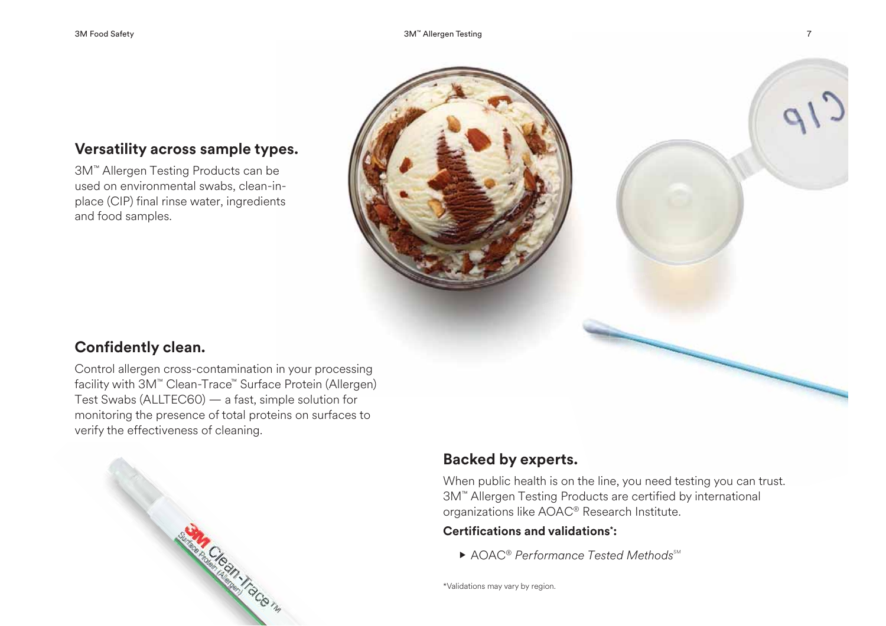## Versatility across sample types.

3M™ Allergen Testing Products can be used on environmental swabs, clean-in-place (CIP) final rinse water, ingredients and food samples.

## Confidently clean.

Control allergen cross-contamination in your processing facility with 3M™ Clean-Trace™ Surface Protein (Allergen) Test Swabs (ALLTEC60) — a fast, simple solution for monitoring the presence of total proteins on surfaces to verify the effectiveness of cleaning.

## Backed by experts.

When public health is on the line, you need testing you can trust. 3M™ Allergen Testing Products are certified by international organizations like AOAC® Research Institute.

**Certifications and validations*:**

- AOAC® *Performance Tested Methods*℠

*Validations may vary by region.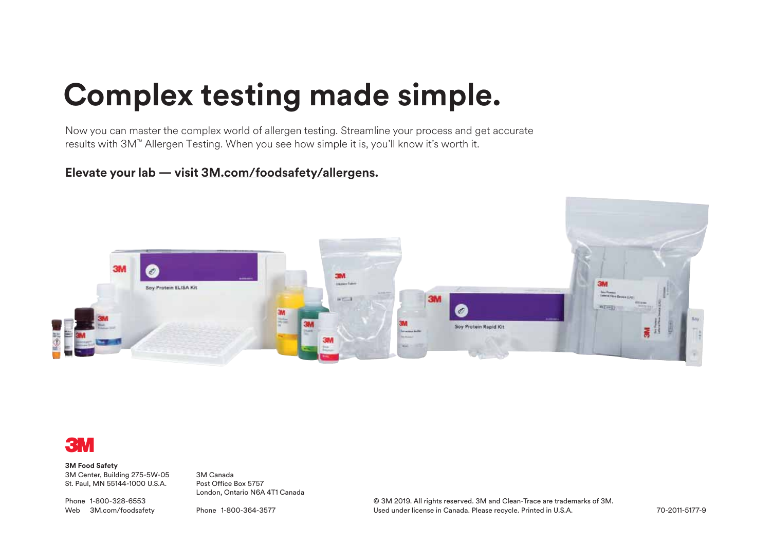# Complex testing made simple.

Now you can master the complex world of allergen testing. Streamline your process and get accurate results with 3M™ Allergen Testing. When you see how simple it is, you'll know it's worth it.

**Elevate your lab — visit 3M.com/foodsafety/allergens.**

**3M Food Safety**
3M Center, Building 275-5W-05
St. Paul, MN 55144-1000 U.S.A.

Phone 1-800-328-6553
Web 3M.com/foodsafety

3M Canada
Post Office Box 5757
London, Ontario N6A 4T1 Canada

Phone 1-800-364-3577

© 3M 2019. All rights reserved. 3M and Clean-Trace are trademarks of 3M. Used under license in Canada. Please recycle. Printed in U.S.A.

70-2011-5177-9